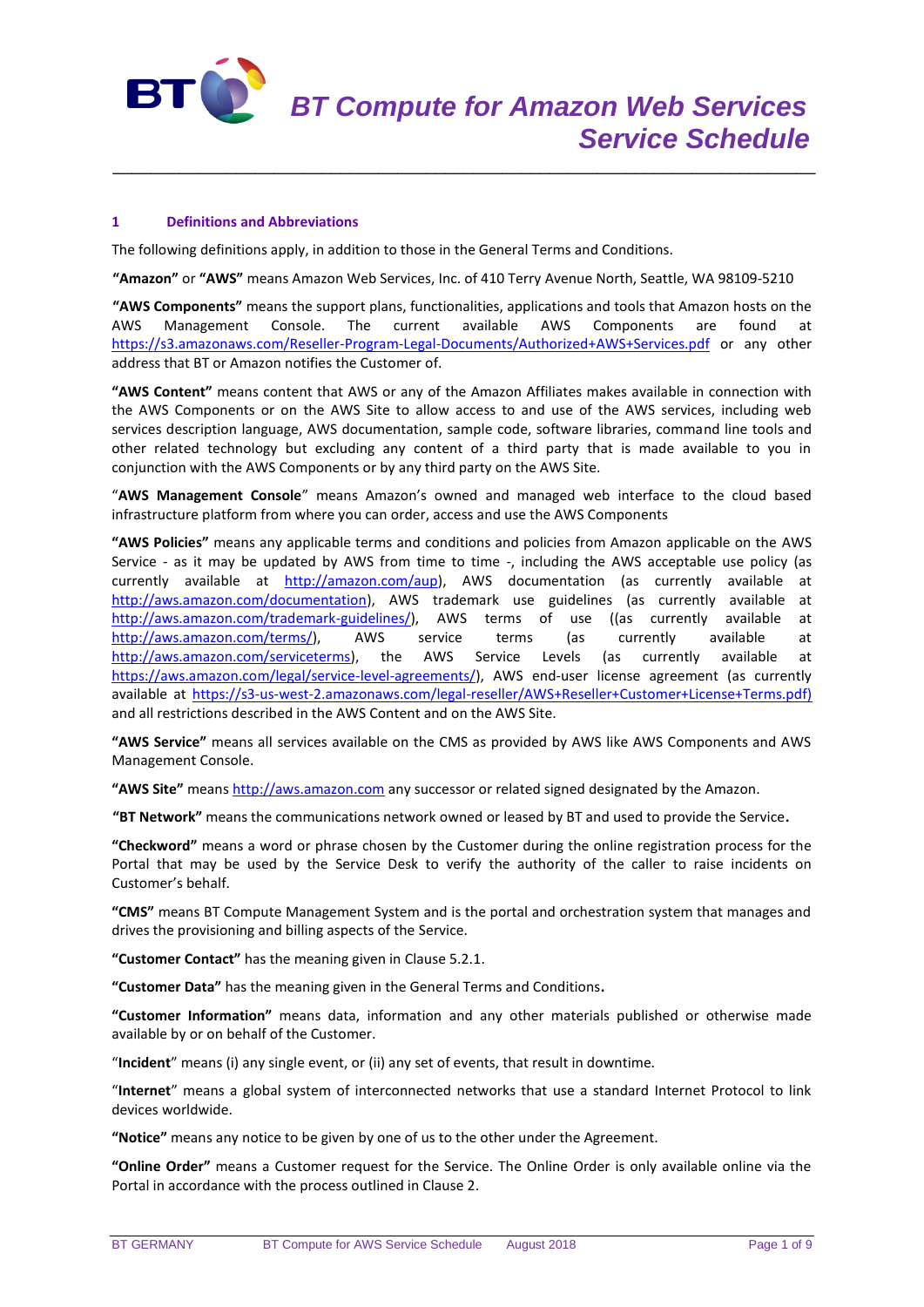# BT Compute for Amazon Web Services Service Schedule

## 1 Definitions and Abbreviations

The following definitions apply, in addition to those in the General Terms and Conditions.

**"Amazon"** or **"AWS"** means Amazon Web Services, Inc. of 410 Terry Avenue North, Seattle, WA 98109-5210

**"AWS Components"** means the support plans, functionalities, applications and tools that Amazon hosts on the AWS Management Console. The current available AWS Components are found at https://s3.amazonaws.com/Reseller-Program-Legal-Documents/Authorized+AWS+Services.pdf or any other address that BT or Amazon notifies the Customer of.

**"AWS Content"** means content that AWS or any of the Amazon Affiliates makes available in connection with the AWS Components or on the AWS Site to allow access to and use of the AWS services, including web services description language, AWS documentation, sample code, software libraries, command line tools and other related technology but excluding any content of a third party that is made available to you in conjunction with the AWS Components or by any third party on the AWS Site.

"**AWS Management Console**" means Amazon's owned and managed web interface to the cloud based infrastructure platform from where you can order, access and use the AWS Components

**"AWS Policies"** means any applicable terms and conditions and policies from Amazon applicable on the AWS Service - as it may be updated by AWS from time to time -, including the AWS acceptable use policy (as currently available at http://amazon.com/aup), AWS documentation (as currently available at http://aws.amazon.com/documentation), AWS trademark use guidelines (as currently available at http://aws.amazon.com/trademark-guidelines/), AWS terms of use ((as currently available at http://aws.amazon.com/terms/), AWS service terms (as currently available at http://aws.amazon.com/serviceterms), the AWS Service Levels (as currently available at https://aws.amazon.com/legal/service-level-agreements/), AWS end-user license agreement (as currently available at https://s3-us-west-2.amazonaws.com/legal-reseller/AWS+Reseller+Customer+License+Terms.pdf) and all restrictions described in the AWS Content and on the AWS Site.

**"AWS Service"** means all services available on the CMS as provided by AWS like AWS Components and AWS Management Console.

**"AWS Site"** means http://aws.amazon.com any successor or related signed designated by the Amazon.

**"BT Network"** means the communications network owned or leased by BT and used to provide the Service.

**"Checkword"** means a word or phrase chosen by the Customer during the online registration process for the Portal that may be used by the Service Desk to verify the authority of the caller to raise incidents on Customer's behalf.

**"CMS"** means BT Compute Management System and is the portal and orchestration system that manages and drives the provisioning and billing aspects of the Service.

**"Customer Contact"** has the meaning given in Clause 5.2.1.

**"Customer Data"** has the meaning given in the General Terms and Conditions.

**"Customer Information"** means data, information and any other materials published or otherwise made available by or on behalf of the Customer.

"**Incident**" means (i) any single event, or (ii) any set of events, that result in downtime.

"**Internet**" means a global system of interconnected networks that use a standard Internet Protocol to link devices worldwide.

**"Notice"** means any notice to be given by one of us to the other under the Agreement.

**"Online Order"** means a Customer request for the Service. The Online Order is only available online via the Portal in accordance with the process outlined in Clause 2.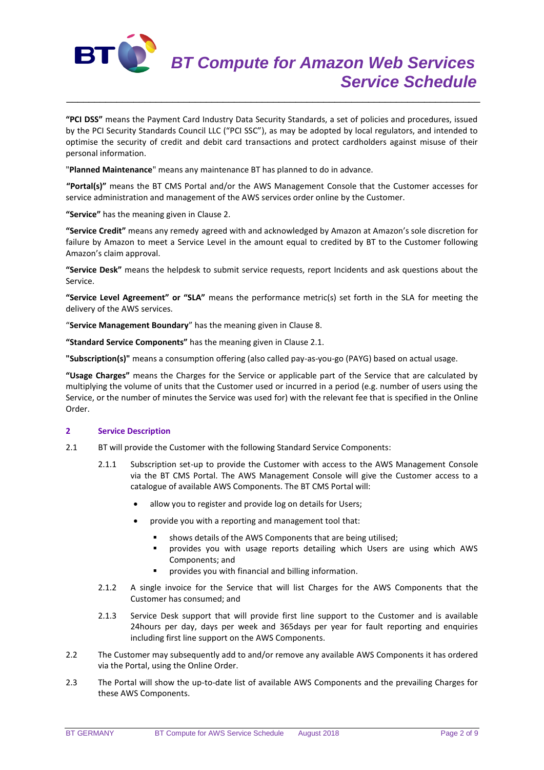**"PCI DSS"** means the Payment Card Industry Data Security Standards, a set of policies and procedures, issued by the PCI Security Standards Council LLC ("PCI SSC"), as may be adopted by local regulators, and intended to optimise the security of credit and debit card transactions and protect cardholders against misuse of their personal information.

"**Planned Maintenance**" means any maintenance BT has planned to do in advance.

**"Portal(s)"** means the BT CMS Portal and/or the AWS Management Console that the Customer accesses for service administration and management of the AWS services order online by the Customer.

**"Service"** has the meaning given in Clause 2.

**"Service Credit"** means any remedy agreed with and acknowledged by Amazon at Amazon's sole discretion for failure by Amazon to meet a Service Level in the amount equal to credited by BT to the Customer following Amazon's claim approval.

**"Service Desk"** means the helpdesk to submit service requests, report Incidents and ask questions about the Service.

**"Service Level Agreement" or "SLA"** means the performance metric(s) set forth in the SLA for meeting the delivery of the AWS services.

"**Service Management Boundary**" has the meaning given in Clause 8.

**"Standard Service Components"** has the meaning given in Clause 2.1.

**"Subscription(s)"** means a consumption offering (also called pay-as-you-go (PAYG) based on actual usage.

**"Usage Charges"** means the Charges for the Service or applicable part of the Service that are calculated by multiplying the volume of units that the Customer used or incurred in a period (e.g. number of users using the Service, or the number of minutes the Service was used for) with the relevant fee that is specified in the Online Order.

## 2 Service Description

2.1 BT will provide the Customer with the following Standard Service Components:

2.1.1 Subscription set-up to provide the Customer with access to the AWS Management Console via the BT CMS Portal. The AWS Management Console will give the Customer access to a catalogue of available AWS Components. The BT CMS Portal will:

- allow you to register and provide log on details for Users;
- provide you with a reporting and management tool that:
  - shows details of the AWS Components that are being utilised;
  - provides you with usage reports detailing which Users are using which AWS Components; and
  - provides you with financial and billing information.

2.1.2 A single invoice for the Service that will list Charges for the AWS Components that the Customer has consumed; and

2.1.3 Service Desk support that will provide first line support to the Customer and is available 24hours per day, days per week and 365days per year for fault reporting and enquiries including first line support on the AWS Components.

2.2 The Customer may subsequently add to and/or remove any available AWS Components it has ordered via the Portal, using the Online Order.

2.3 The Portal will show the up-to-date list of available AWS Components and the prevailing Charges for these AWS Components.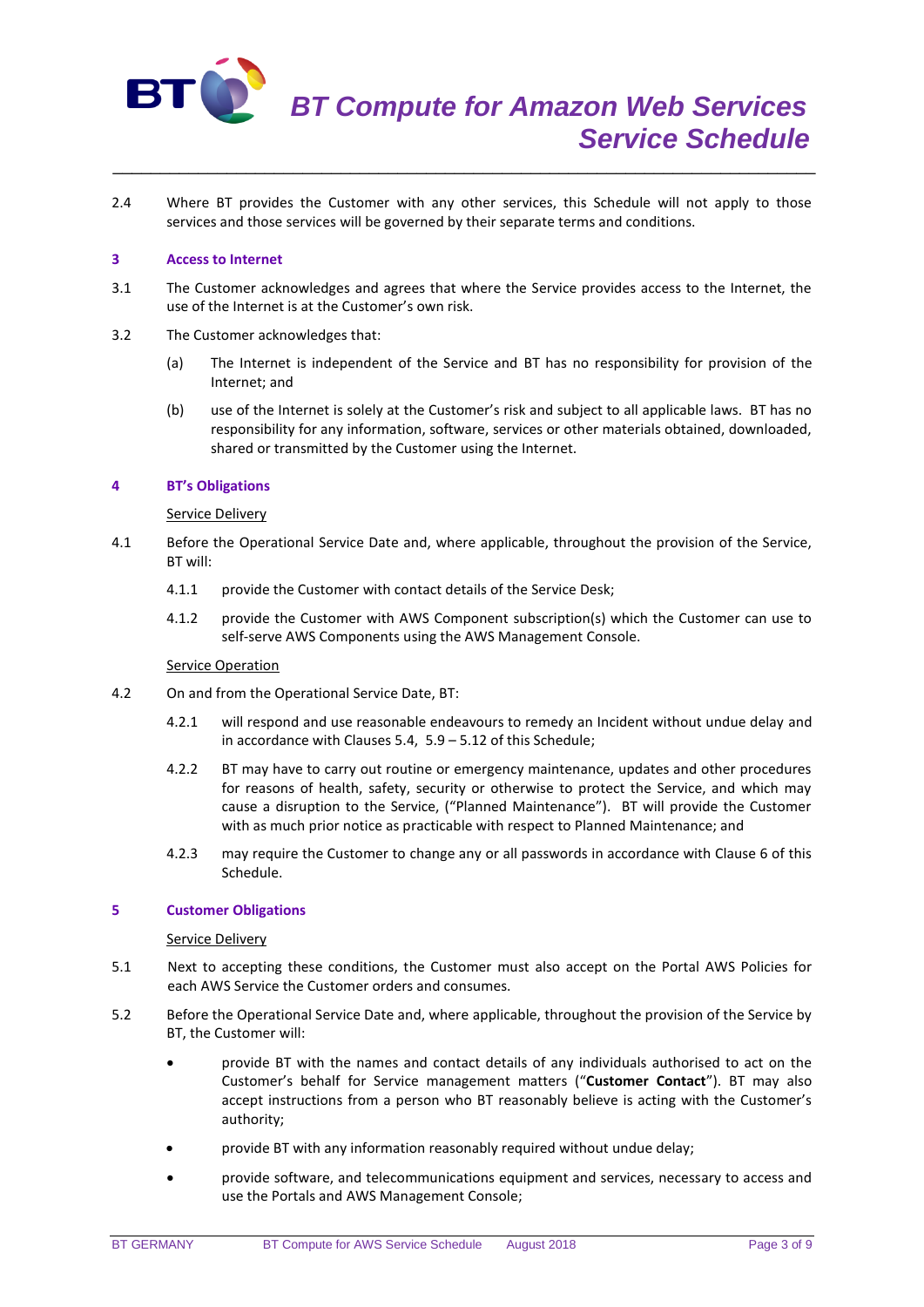2.4 Where BT provides the Customer with any other services, this Schedule will not apply to those services and those services will be governed by their separate terms and conditions.

## 3 Access to Internet

3.1 The Customer acknowledges and agrees that where the Service provides access to the Internet, the use of the Internet is at the Customer's own risk.

3.2 The Customer acknowledges that:

(a) The Internet is independent of the Service and BT has no responsibility for provision of the Internet; and

(b) use of the Internet is solely at the Customer's risk and subject to all applicable laws. BT has no responsibility for any information, software, services or other materials obtained, downloaded, shared or transmitted by the Customer using the Internet.

## 4 BT's Obligations

Service Delivery

4.1 Before the Operational Service Date and, where applicable, throughout the provision of the Service, BT will:

4.1.1 provide the Customer with contact details of the Service Desk;

4.1.2 provide the Customer with AWS Component subscription(s) which the Customer can use to self-serve AWS Components using the AWS Management Console.

Service Operation

4.2 On and from the Operational Service Date, BT:

4.2.1 will respond and use reasonable endeavours to remedy an Incident without undue delay and in accordance with Clauses 5.4, 5.9 – 5.12 of this Schedule;

4.2.2 BT may have to carry out routine or emergency maintenance, updates and other procedures for reasons of health, safety, security or otherwise to protect the Service, and which may cause a disruption to the Service, ("Planned Maintenance"). BT will provide the Customer with as much prior notice as practicable with respect to Planned Maintenance; and

4.2.3 may require the Customer to change any or all passwords in accordance with Clause 6 of this Schedule.

## 5 Customer Obligations

Service Delivery

5.1 Next to accepting these conditions, the Customer must also accept on the Portal AWS Policies for each AWS Service the Customer orders and consumes.

5.2 Before the Operational Service Date and, where applicable, throughout the provision of the Service by BT, the Customer will:

- provide BT with the names and contact details of any individuals authorised to act on the Customer's behalf for Service management matters ("**Customer Contact**"). BT may also accept instructions from a person who BT reasonably believe is acting with the Customer's authority;
- provide BT with any information reasonably required without undue delay;
- provide software, and telecommunications equipment and services, necessary to access and use the Portals and AWS Management Console;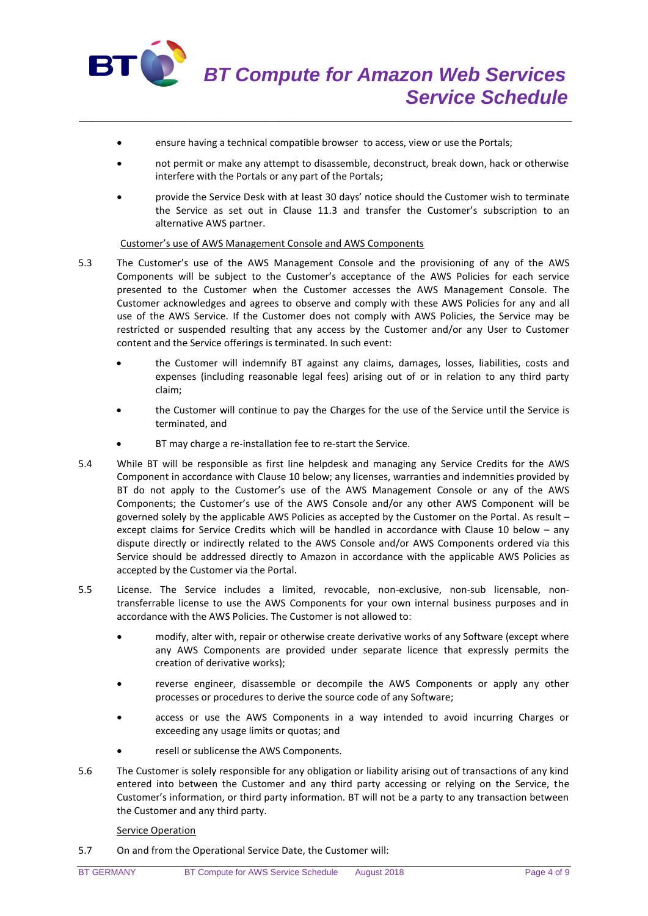- ensure having a technical compatible browser to access, view or use the Portals;
- not permit or make any attempt to disassemble, deconstruct, break down, hack or otherwise interfere with the Portals or any part of the Portals;
- provide the Service Desk with at least 30 days' notice should the Customer wish to terminate the Service as set out in Clause 11.3 and transfer the Customer's subscription to an alternative AWS partner.

Customer's use of AWS Management Console and AWS Components

5.3 The Customer's use of the AWS Management Console and the provisioning of any of the AWS Components will be subject to the Customer's acceptance of the AWS Policies for each service presented to the Customer when the Customer accesses the AWS Management Console. The Customer acknowledges and agrees to observe and comply with these AWS Policies for any and all use of the AWS Service. If the Customer does not comply with AWS Policies, the Service may be restricted or suspended resulting that any access by the Customer and/or any User to Customer content and the Service offerings is terminated. In such event:

- the Customer will indemnify BT against any claims, damages, losses, liabilities, costs and expenses (including reasonable legal fees) arising out of or in relation to any third party claim;
- the Customer will continue to pay the Charges for the use of the Service until the Service is terminated, and
- BT may charge a re-installation fee to re-start the Service.

5.4 While BT will be responsible as first line helpdesk and managing any Service Credits for the AWS Component in accordance with Clause 10 below; any licenses, warranties and indemnities provided by BT do not apply to the Customer's use of the AWS Management Console or any of the AWS Components; the Customer's use of the AWS Console and/or any other AWS Component will be governed solely by the applicable AWS Policies as accepted by the Customer on the Portal. As result – except claims for Service Credits which will be handled in accordance with Clause 10 below – any dispute directly or indirectly related to the AWS Console and/or AWS Components ordered via this Service should be addressed directly to Amazon in accordance with the applicable AWS Policies as accepted by the Customer via the Portal.

5.5 License. The Service includes a limited, revocable, non-exclusive, non-sub licensable, non-transferrable license to use the AWS Components for your own internal business purposes and in accordance with the AWS Policies. The Customer is not allowed to:

- modify, alter with, repair or otherwise create derivative works of any Software (except where any AWS Components are provided under separate licence that expressly permits the creation of derivative works);
- reverse engineer, disassemble or decompile the AWS Components or apply any other processes or procedures to derive the source code of any Software;
- access or use the AWS Components in a way intended to avoid incurring Charges or exceeding any usage limits or quotas; and
- resell or sublicense the AWS Components.

5.6 The Customer is solely responsible for any obligation or liability arising out of transactions of any kind entered into between the Customer and any third party accessing or relying on the Service, the Customer's information, or third party information. BT will not be a party to any transaction between the Customer and any third party.

Service Operation

5.7 On and from the Operational Service Date, the Customer will: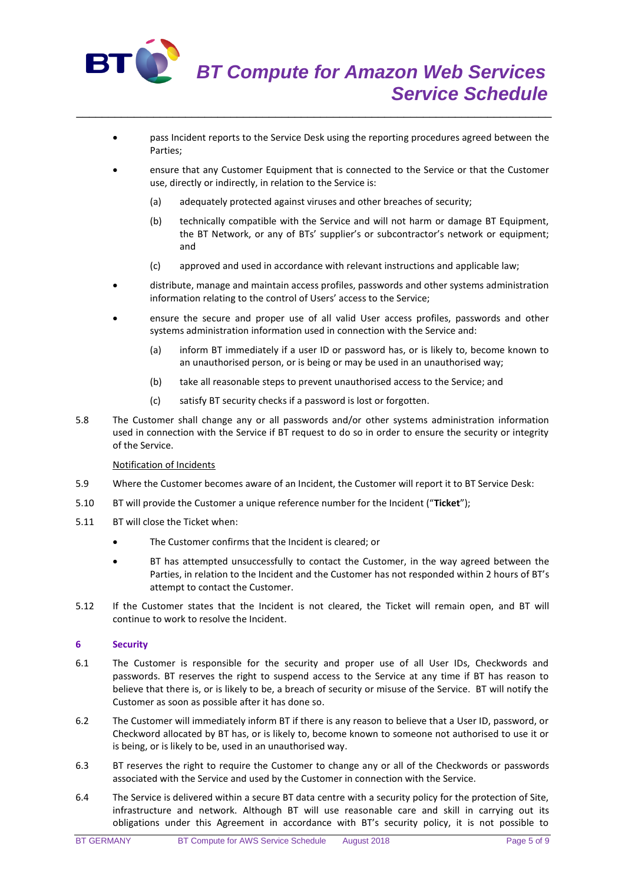- pass Incident reports to the Service Desk using the reporting procedures agreed between the Parties;
- ensure that any Customer Equipment that is connected to the Service or that the Customer use, directly or indirectly, in relation to the Service is:
  - (a) adequately protected against viruses and other breaches of security;
  - (b) technically compatible with the Service and will not harm or damage BT Equipment, the BT Network, or any of BTs' supplier's or subcontractor's network or equipment; and
  - (c) approved and used in accordance with relevant instructions and applicable law;
- distribute, manage and maintain access profiles, passwords and other systems administration information relating to the control of Users' access to the Service;
- ensure the secure and proper use of all valid User access profiles, passwords and other systems administration information used in connection with the Service and:
  - (a) inform BT immediately if a user ID or password has, or is likely to, become known to an unauthorised person, or is being or may be used in an unauthorised way;
  - (b) take all reasonable steps to prevent unauthorised access to the Service; and
  - (c) satisfy BT security checks if a password is lost or forgotten.

5.8 The Customer shall change any or all passwords and/or other systems administration information used in connection with the Service if BT request to do so in order to ensure the security or integrity of the Service.

Notification of Incidents

5.9 Where the Customer becomes aware of an Incident, the Customer will report it to BT Service Desk:

5.10 BT will provide the Customer a unique reference number for the Incident ("**Ticket**");

5.11 BT will close the Ticket when:

- The Customer confirms that the Incident is cleared; or
- BT has attempted unsuccessfully to contact the Customer, in the way agreed between the Parties, in relation to the Incident and the Customer has not responded within 2 hours of BT's attempt to contact the Customer.

5.12 If the Customer states that the Incident is not cleared, the Ticket will remain open, and BT will continue to work to resolve the Incident.

## 6 Security

6.1 The Customer is responsible for the security and proper use of all User IDs, Checkwords and passwords. BT reserves the right to suspend access to the Service at any time if BT has reason to believe that there is, or is likely to be, a breach of security or misuse of the Service. BT will notify the Customer as soon as possible after it has done so.

6.2 The Customer will immediately inform BT if there is any reason to believe that a User ID, password, or Checkword allocated by BT has, or is likely to, become known to someone not authorised to use it or is being, or is likely to be, used in an unauthorised way.

6.3 BT reserves the right to require the Customer to change any or all of the Checkwords or passwords associated with the Service and used by the Customer in connection with the Service.

6.4 The Service is delivered within a secure BT data centre with a security policy for the protection of Site, infrastructure and network. Although BT will use reasonable care and skill in carrying out its obligations under this Agreement in accordance with BT's security policy, it is not possible to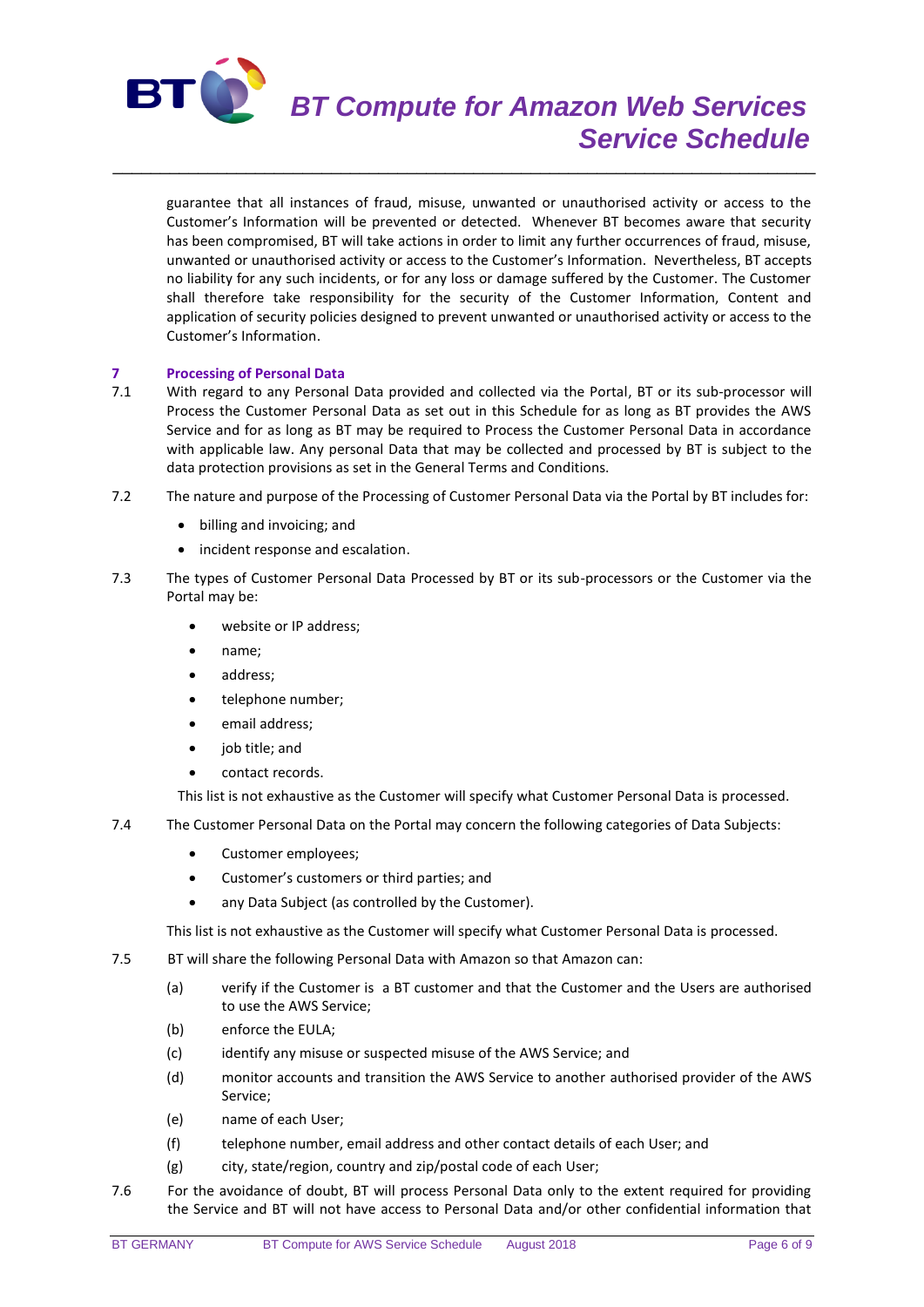guarantee that all instances of fraud, misuse, unwanted or unauthorised activity or access to the Customer's Information will be prevented or detected. Whenever BT becomes aware that security has been compromised, BT will take actions in order to limit any further occurrences of fraud, misuse, unwanted or unauthorised activity or access to the Customer's Information. Nevertheless, BT accepts no liability for any such incidents, or for any loss or damage suffered by the Customer. The Customer shall therefore take responsibility for the security of the Customer Information, Content and application of security policies designed to prevent unwanted or unauthorised activity or access to the Customer's Information.

## 7 Processing of Personal Data

7.1 With regard to any Personal Data provided and collected via the Portal, BT or its sub-processor will Process the Customer Personal Data as set out in this Schedule for as long as BT provides the AWS Service and for as long as BT may be required to Process the Customer Personal Data in accordance with applicable law. Any personal Data that may be collected and processed by BT is subject to the data protection provisions as set in the General Terms and Conditions.

7.2 The nature and purpose of the Processing of Customer Personal Data via the Portal by BT includes for:

- billing and invoicing; and
- incident response and escalation.

7.3 The types of Customer Personal Data Processed by BT or its sub-processors or the Customer via the Portal may be:

- website or IP address;
- name;
- address;
- telephone number;
- email address;
- job title; and
- contact records.

This list is not exhaustive as the Customer will specify what Customer Personal Data is processed.

7.4 The Customer Personal Data on the Portal may concern the following categories of Data Subjects:

- Customer employees;
- Customer's customers or third parties; and
- any Data Subject (as controlled by the Customer).

This list is not exhaustive as the Customer will specify what Customer Personal Data is processed.

7.5 BT will share the following Personal Data with Amazon so that Amazon can:

(a) verify if the Customer is a BT customer and that the Customer and the Users are authorised to use the AWS Service;

(b) enforce the EULA;

(c) identify any misuse or suspected misuse of the AWS Service; and

(d) monitor accounts and transition the AWS Service to another authorised provider of the AWS Service;

(e) name of each User;

(f) telephone number, email address and other contact details of each User; and

(g) city, state/region, country and zip/postal code of each User;

7.6 For the avoidance of doubt, BT will process Personal Data only to the extent required for providing the Service and BT will not have access to Personal Data and/or other confidential information that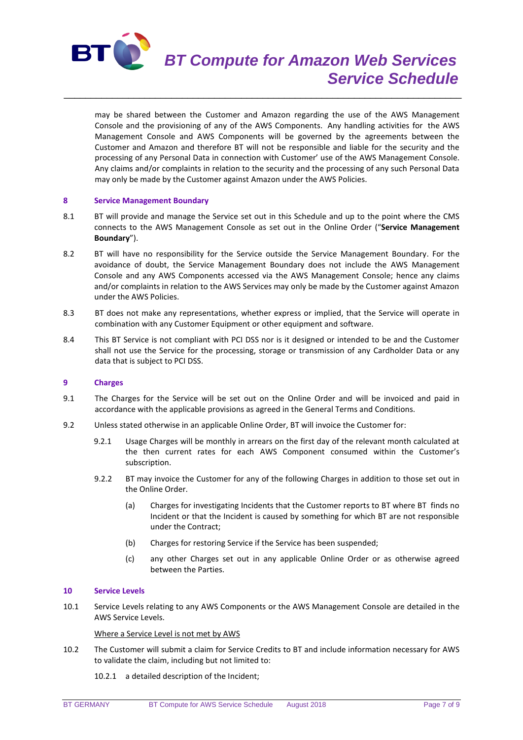may be shared between the Customer and Amazon regarding the use of the AWS Management Console and the provisioning of any of the AWS Components. Any handling activities for the AWS Management Console and AWS Components will be governed by the agreements between the Customer and Amazon and therefore BT will not be responsible and liable for the security and the processing of any Personal Data in connection with Customer' use of the AWS Management Console. Any claims and/or complaints in relation to the security and the processing of any such Personal Data may only be made by the Customer against Amazon under the AWS Policies.

## 8 Service Management Boundary

8.1 BT will provide and manage the Service set out in this Schedule and up to the point where the CMS connects to the AWS Management Console as set out in the Online Order ("**Service Management Boundary**").

8.2 BT will have no responsibility for the Service outside the Service Management Boundary. For the avoidance of doubt, the Service Management Boundary does not include the AWS Management Console and any AWS Components accessed via the AWS Management Console; hence any claims and/or complaints in relation to the AWS Services may only be made by the Customer against Amazon under the AWS Policies.

8.3 BT does not make any representations, whether express or implied, that the Service will operate in combination with any Customer Equipment or other equipment and software.

8.4 This BT Service is not compliant with PCI DSS nor is it designed or intended to be and the Customer shall not use the Service for the processing, storage or transmission of any Cardholder Data or any data that is subject to PCI DSS.

## 9 Charges

9.1 The Charges for the Service will be set out on the Online Order and will be invoiced and paid in accordance with the applicable provisions as agreed in the General Terms and Conditions.

9.2 Unless stated otherwise in an applicable Online Order, BT will invoice the Customer for:

9.2.1 Usage Charges will be monthly in arrears on the first day of the relevant month calculated at the then current rates for each AWS Component consumed within the Customer's subscription.

9.2.2 BT may invoice the Customer for any of the following Charges in addition to those set out in the Online Order.

(a) Charges for investigating Incidents that the Customer reports to BT where BT finds no Incident or that the Incident is caused by something for which BT are not responsible under the Contract;

(b) Charges for restoring Service if the Service has been suspended;

(c) any other Charges set out in any applicable Online Order or as otherwise agreed between the Parties.

## 10 Service Levels

10.1 Service Levels relating to any AWS Components or the AWS Management Console are detailed in the AWS Service Levels.

Where a Service Level is not met by AWS

10.2 The Customer will submit a claim for Service Credits to BT and include information necessary for AWS to validate the claim, including but not limited to:

10.2.1 a detailed description of the Incident;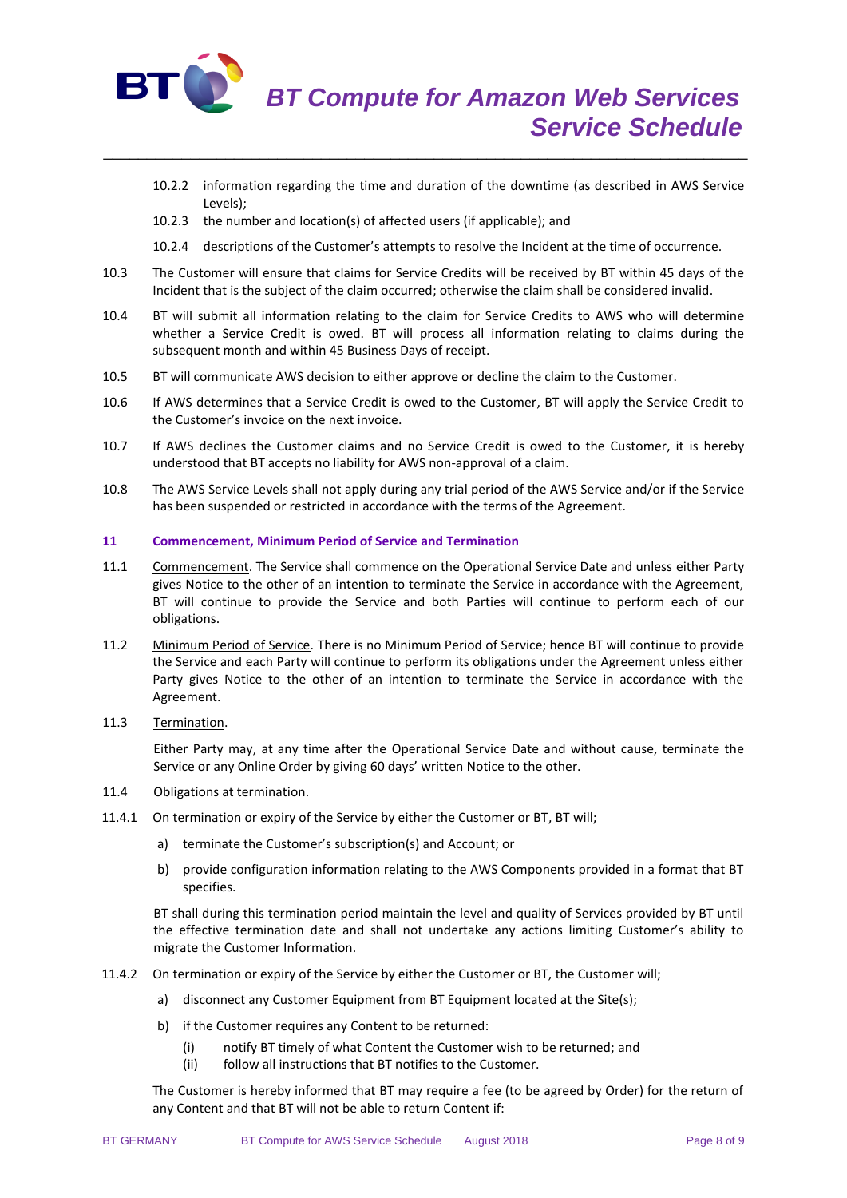10.2.2 information regarding the time and duration of the downtime (as described in AWS Service Levels);

10.2.3 the number and location(s) of affected users (if applicable); and

10.2.4 descriptions of the Customer's attempts to resolve the Incident at the time of occurrence.

10.3 The Customer will ensure that claims for Service Credits will be received by BT within 45 days of the Incident that is the subject of the claim occurred; otherwise the claim shall be considered invalid.

10.4 BT will submit all information relating to the claim for Service Credits to AWS who will determine whether a Service Credit is owed. BT will process all information relating to claims during the subsequent month and within 45 Business Days of receipt.

10.5 BT will communicate AWS decision to either approve or decline the claim to the Customer.

10.6 If AWS determines that a Service Credit is owed to the Customer, BT will apply the Service Credit to the Customer's invoice on the next invoice.

10.7 If AWS declines the Customer claims and no Service Credit is owed to the Customer, it is hereby understood that BT accepts no liability for AWS non-approval of a claim.

10.8 The AWS Service Levels shall not apply during any trial period of the AWS Service and/or if the Service has been suspended or restricted in accordance with the terms of the Agreement.

## 11 Commencement, Minimum Period of Service and Termination

11.1 Commencement. The Service shall commence on the Operational Service Date and unless either Party gives Notice to the other of an intention to terminate the Service in accordance with the Agreement, BT will continue to provide the Service and both Parties will continue to perform each of our obligations.

11.2 Minimum Period of Service. There is no Minimum Period of Service; hence BT will continue to provide the Service and each Party will continue to perform its obligations under the Agreement unless either Party gives Notice to the other of an intention to terminate the Service in accordance with the Agreement.

11.3 Termination.

Either Party may, at any time after the Operational Service Date and without cause, terminate the Service or any Online Order by giving 60 days' written Notice to the other.

11.4 Obligations at termination.

11.4.1 On termination or expiry of the Service by either the Customer or BT, BT will;

a) terminate the Customer's subscription(s) and Account; or

b) provide configuration information relating to the AWS Components provided in a format that BT specifies.

BT shall during this termination period maintain the level and quality of Services provided by BT until the effective termination date and shall not undertake any actions limiting Customer's ability to migrate the Customer Information.

11.4.2 On termination or expiry of the Service by either the Customer or BT, the Customer will;

a) disconnect any Customer Equipment from BT Equipment located at the Site(s);

b) if the Customer requires any Content to be returned:

(i) notify BT timely of what Content the Customer wish to be returned; and
(ii) follow all instructions that BT notifies to the Customer.

The Customer is hereby informed that BT may require a fee (to be agreed by Order) for the return of any Content and that BT will not be able to return Content if: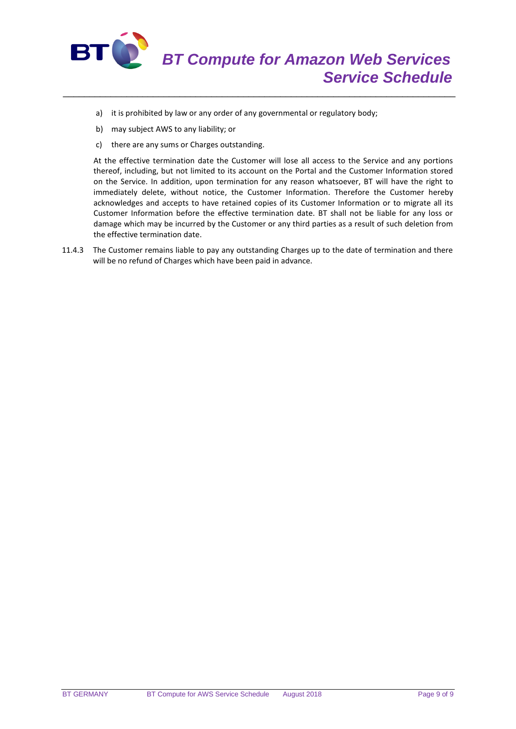a) it is prohibited by law or any order of any governmental or regulatory body;

b) may subject AWS to any liability; or

c) there are any sums or Charges outstanding.

At the effective termination date the Customer will lose all access to the Service and any portions thereof, including, but not limited to its account on the Portal and the Customer Information stored on the Service. In addition, upon termination for any reason whatsoever, BT will have the right to immediately delete, without notice, the Customer Information. Therefore the Customer hereby acknowledges and accepts to have retained copies of its Customer Information or to migrate all its Customer Information before the effective termination date. BT shall not be liable for any loss or damage which may be incurred by the Customer or any third parties as a result of such deletion from the effective termination date.

11.4.3 The Customer remains liable to pay any outstanding Charges up to the date of termination and there will be no refund of Charges which have been paid in advance.